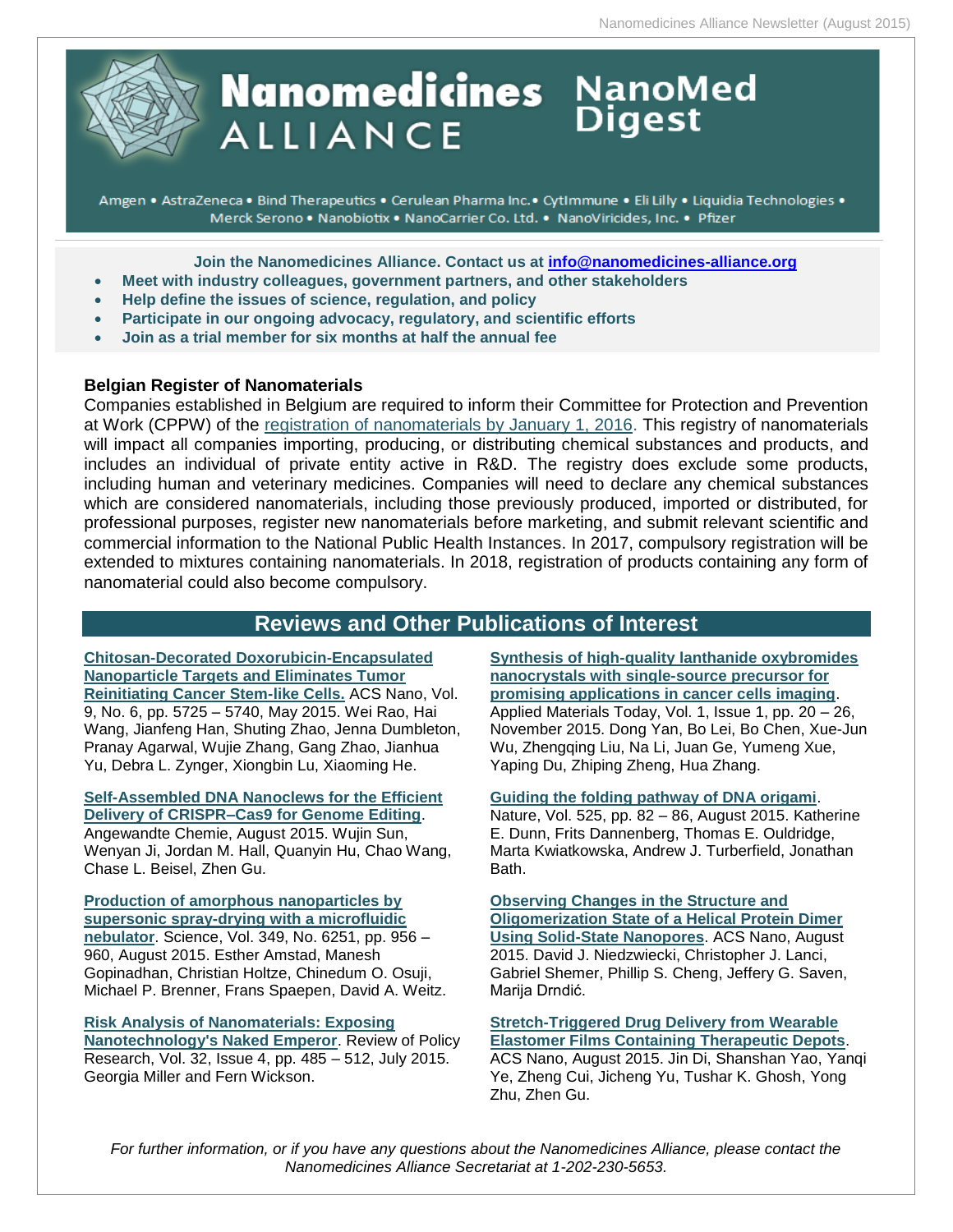# Nanomedicines ALLIANCE NanoMed Digest

Amgen • AstraZeneca • Bind Therapeutics • Cerulean Pharma Inc.• CytImmune • Eli Lilly • Liquidia Technologies • Merck Serono • Nanobiotix • NanoCarrier Co. Ltd. • NanoViricides, Inc. • Pfizer

**Join the Nanomedicines Alliance. Contact us at info@nanomedicines-alliance.org**

- **Meet with industry colleagues, government partners, and other stakeholders**
- **Help define the issues of science, regulation, and policy**
- **Participate in our ongoing advocacy, regulatory, and scientific efforts**
- **Join as a trial member for six months at half the annual fee**

### Belgian Register of Nanomaterials

Companies established in Belgium are required to inform their Committee for Protection and Prevention at Work (CPPW) of the registration of nanomaterials by January 1, 2016. This registry of nanomaterials will impact all companies importing, producing, or distributing chemical substances and products, and includes an individual of private entity active in R&D. The registry does exclude some products, including human and veterinary medicines. Companies will need to declare any chemical substances which are considered nanomaterials, including those previously produced, imported or distributed, for professional purposes, register new nanomaterials before marketing, and submit relevant scientific and commercial information to the National Public Health Instances. In 2017, compulsory registration will be extended to mixtures containing nanomaterials. In 2018, registration of products containing any form of nanomaterial could also become compulsory.

## Reviews and Other Publications of Interest

**Chitosan-Decorated Doxorubicin-Encapsulated Nanoparticle Targets and Eliminates Tumor Reinitiating Cancer Stem-like Cells.** ACS Nano, Vol. 9, No. 6, pp. 5725 – 5740, May 2015. Wei Rao, Hai Wang, Jianfeng Han, Shuting Zhao, Jenna Dumbleton, Pranay Agarwal, Wujie Zhang, Gang Zhao, Jianhua Yu, Debra L. Zynger, Xiongbin Lu, Xiaoming He.

**Self-Assembled DNA Nanoclews for the Efficient Delivery of CRISPR–Cas9 for Genome Editing**. Angewandte Chemie, August 2015. Wujin Sun, Wenyan Ji, Jordan M. Hall, Quanyin Hu, Chao Wang, Chase L. Beisel, Zhen Gu.

**Production of amorphous nanoparticles by supersonic spray-drying with a microfluidic nebulator**. Science, Vol. 349, No. 6251, pp. 956 – 960, August 2015. Esther Amstad, Manesh Gopinadhan, Christian Holtze, Chinedum O. Osuji, Michael P. Brenner, Frans Spaepen, David A. Weitz.

**Risk Analysis of Nanomaterials: Exposing Nanotechnology's Naked Emperor**. Review of Policy Research, Vol. 32, Issue 4, pp. 485 – 512, July 2015. Georgia Miller and Fern Wickson.

**Synthesis of high-quality lanthanide oxybromides nanocrystals with single-source precursor for promising applications in cancer cells imaging**. Applied Materials Today, Vol. 1, Issue 1, pp. 20 – 26, November 2015. Dong Yan, Bo Lei, Bo Chen, Xue-Jun Wu, Zhengqing Liu, Na Li, Juan Ge, Yumeng Xue, Yaping Du, Zhiping Zheng, Hua Zhang.

**Guiding the folding pathway of DNA origami**. Nature, Vol. 525, pp. 82 – 86, August 2015. Katherine E. Dunn, Frits Dannenberg, Thomas E. Ouldridge, Marta Kwiatkowska, Andrew J. Turberfield, Jonathan Bath.

**Observing Changes in the Structure and Oligomerization State of a Helical Protein Dimer Using Solid-State Nanopores**. ACS Nano, August 2015. David J. Niedzwiecki, Christopher J. Lanci, Gabriel Shemer, Phillip S. Cheng, Jeffery G. Saven, Marija Drndić.

**Stretch-Triggered Drug Delivery from Wearable Elastomer Films Containing Therapeutic Depots**. ACS Nano, August 2015. Jin Di, Shanshan Yao, Yanqi Ye, Zheng Cui, Jicheng Yu, Tushar K. Ghosh, Yong Zhu, Zhen Gu.

*For further information, or if you have any questions about the Nanomedicines Alliance, please contact the Nanomedicines Alliance Secretariat at 1-202-230-5653.*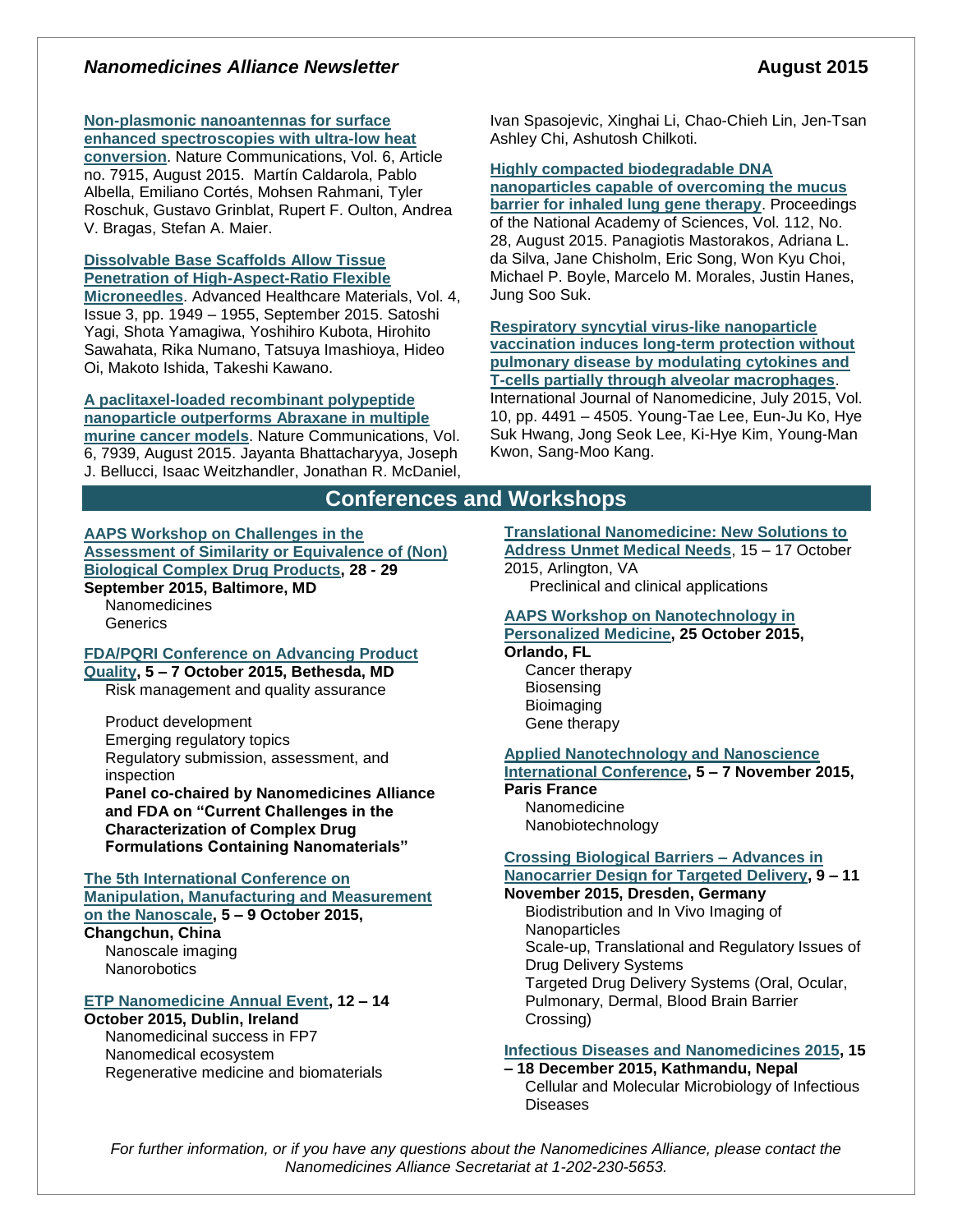**Non-plasmonic nanoantennas for surface enhanced spectroscopies with ultra-low heat conversion**. Nature Communications, Vol. 6, Article no. 7915, August 2015. Martín Caldarola, Pablo Albella, Emiliano Cortés, Mohsen Rahmani, Tyler Roschuk, Gustavo Grinblat, Rupert F. Oulton, Andrea V. Bragas, Stefan A. Maier.

**Dissolvable Base Scaffolds Allow Tissue Penetration of High-Aspect-Ratio Flexible Microneedles**. Advanced Healthcare Materials, Vol. 4, Issue 3, pp. 1949 – 1955, September 2015. Satoshi Yagi, Shota Yamagiwa, Yoshihiro Kubota, Hirohito Sawahata, Rika Numano, Tatsuya Imashioya, Hideo Oi, Makoto Ishida, Takeshi Kawano.

**A paclitaxel-loaded recombinant polypeptide nanoparticle outperforms Abraxane in multiple murine cancer models**. Nature Communications, Vol. 6, 7939, August 2015. Jayanta Bhattacharyya, Joseph J. Bellucci, Isaac Weitzhandler, Jonathan R. McDaniel, Ivan Spasojevic, Xinghai Li, Chao-Chieh Lin, Jen-Tsan Ashley Chi, Ashutosh Chilkoti.

**Highly compacted biodegradable DNA nanoparticles capable of overcoming the mucus barrier for inhaled lung gene therapy**. Proceedings of the National Academy of Sciences, Vol. 112, No. 28, August 2015. Panagiotis Mastorakos, Adriana L. da Silva, Jane Chisholm, Eric Song, Won Kyu Choi, Michael P. Boyle, Marcelo M. Morales, Justin Hanes, Jung Soo Suk.

**Respiratory syncytial virus-like nanoparticle vaccination induces long-term protection without pulmonary disease by modulating cytokines and T-cells partially through alveolar macrophages**. International Journal of Nanomedicine, July 2015, Vol. 10, pp. 4491 – 4505. Young-Tae Lee, Eun-Ju Ko, Hye Suk Hwang, Jong Seok Lee, Ki-Hye Kim, Young-Man Kwon, Sang-Moo Kang.

## Conferences and Workshops

**AAPS Workshop on Challenges in the Assessment of Similarity or Equivalence of (Non) Biological Complex Drug Products, 28 - 29 September 2015, Baltimore, MD**
- Nanomedicines
- Generics

**FDA/PQRI Conference on Advancing Product Quality, 5 – 7 October 2015, Bethesda, MD**
- Risk management and quality assurance
- Product development
- Emerging regulatory topics
- Regulatory submission, assessment, and inspection
- **Panel co-chaired by Nanomedicines Alliance and FDA on "Current Challenges in the Characterization of Complex Drug Formulations Containing Nanomaterials"**

**The 5th International Conference on Manipulation, Manufacturing and Measurement on the Nanoscale, 5 – 9 October 2015, Changchun, China**
- Nanoscale imaging
- Nanorobotics

**ETP Nanomedicine Annual Event, 12 – 14 October 2015, Dublin, Ireland**
- Nanomedicinal success in FP7
- Nanomedical ecosystem
- Regenerative medicine and biomaterials

**Translational Nanomedicine: New Solutions to Address Unmet Medical Needs**, 15 – 17 October 2015, Arlington, VA
- Preclinical and clinical applications

**AAPS Workshop on Nanotechnology in Personalized Medicine, 25 October 2015, Orlando, FL**
- Cancer therapy
- Biosensing
- Bioimaging
- Gene therapy

**Applied Nanotechnology and Nanoscience International Conference, 5 – 7 November 2015, Paris France**
- Nanomedicine
- Nanobiotechnology

**Crossing Biological Barriers – Advances in Nanocarrier Design for Targeted Delivery, 9 – 11 November 2015, Dresden, Germany**
- Biodistribution and In Vivo Imaging of Nanoparticles
- Scale-up, Translational and Regulatory Issues of Drug Delivery Systems
- Targeted Drug Delivery Systems (Oral, Ocular, Pulmonary, Dermal, Blood Brain Barrier Crossing)

**Infectious Diseases and Nanomedicines 2015, 15 – 18 December 2015, Kathmandu, Nepal**
- Cellular and Molecular Microbiology of Infectious Diseases

*For further information, or if you have any questions about the Nanomedicines Alliance, please contact the Nanomedicines Alliance Secretariat at 1-202-230-5653.*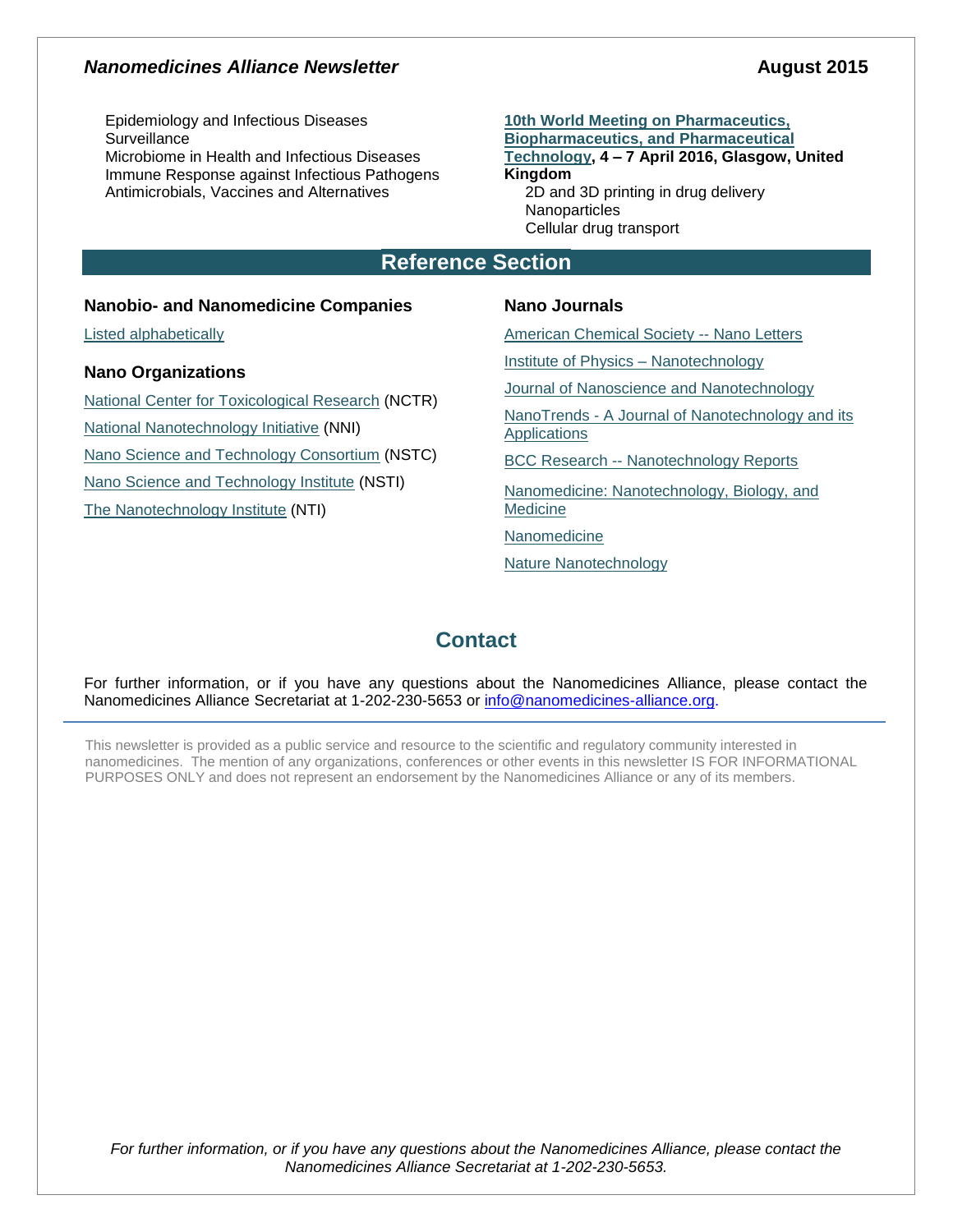Epidemiology and Infectious Diseases Surveillance
Microbiome in Health and Infectious Diseases
Immune Response against Infectious Pathogens
Antimicrobials, Vaccines and Alternatives

**10th World Meeting on Pharmaceutics, Biopharmaceutics, and Pharmaceutical Technology, 4 – 7 April 2016, Glasgow, United Kingdom**

2D and 3D printing in drug delivery
Nanoparticles
Cellular drug transport

## Reference Section

### Nanobio- and Nanomedicine Companies

Listed alphabetically

### Nano Organizations

National Center for Toxicological Research (NCTR)

National Nanotechnology Initiative (NNI)

Nano Science and Technology Consortium (NSTC)

Nano Science and Technology Institute (NSTI)

The Nanotechnology Institute (NTI)

### Nano Journals

American Chemical Society -- Nano Letters

Institute of Physics – Nanotechnology

Journal of Nanoscience and Nanotechnology

NanoTrends - A Journal of Nanotechnology and its Applications

BCC Research -- Nanotechnology Reports

Nanomedicine: Nanotechnology, Biology, and Medicine

Nanomedicine

Nature Nanotechnology

## Contact

For further information, or if you have any questions about the Nanomedicines Alliance, please contact the Nanomedicines Alliance Secretariat at 1-202-230-5653 or info@nanomedicines-alliance.org.

This newsletter is provided as a public service and resource to the scientific and regulatory community interested in nanomedicines. The mention of any organizations, conferences or other events in this newsletter IS FOR INFORMATIONAL PURPOSES ONLY and does not represent an endorsement by the Nanomedicines Alliance or any of its members.